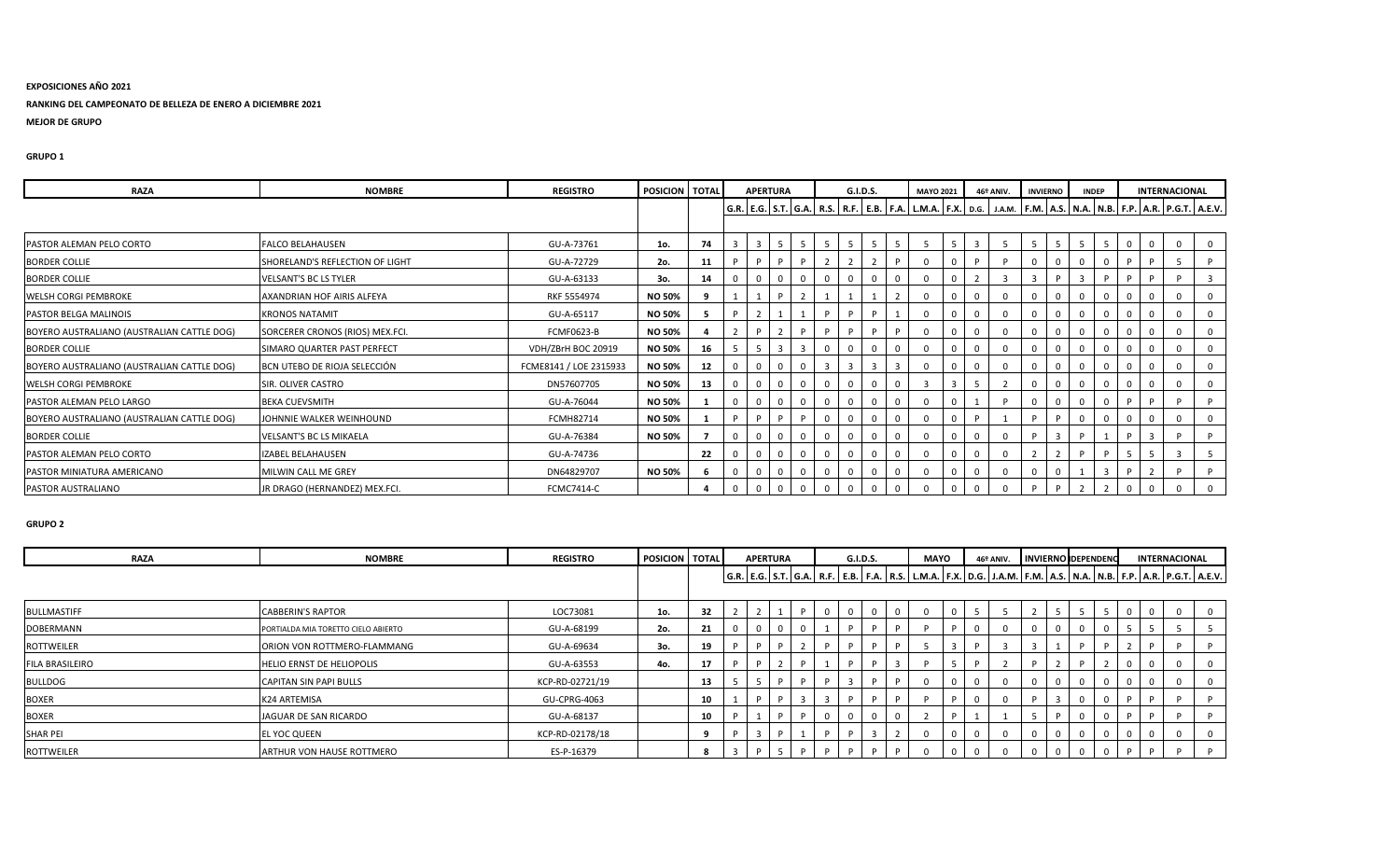**EXPOSICIONES AÑO 2021**

**RANKING DEL CAMPEONATO DE BELLEZA DE ENERO A DICIEMBRE 2021**

**MEJOR DE GRUPO**

**GRUPO 1**

| RAZA | NOMBRE | REGISTRO | POSICION | TOTAL | APERTURA | | | | G.I.D.S. | | | | MAYO 2021 | | 46º ANIV. | | INVIERNO | | INDEP | | INTERNACIONAL | | | |
|---|---|---|---|---|---|---|---|---|---|---|---|---|---|---|---|---|---|---|---|---|---|---|---|---|
| | | | | | G.R. | E.G. | S.T. | G.A. | R.S. | R.F. | E.B. | F.A. | L.M.A. | F.X. | D.G. | J.A.M. | F.M. | A.S. | N.A. | N.B. | F.P. | A.R. | P.G.T. | A.E.V. |
| PASTOR ALEMAN PELO CORTO | FALCO BELAHAUSEN | GU-A-73761 | 1o. | 74 | 3 | 3 | 5 | 5 | 5 | 5 | 5 | 5 | 5 | 5 | 3 | 5 | 5 | 5 | 5 | 5 | 0 | 0 | 0 | 0 |
| BORDER COLLIE | SHORELAND'S REFLECTION OF LIGHT | GU-A-72729 | 2o. | 11 | P | P | P | P | 2 | 2 | 2 | P | 0 | 0 | P | P | 0 | 0 | 0 | 0 | P | P | 5 | P |
| BORDER COLLIE | VELSANT'S BC LS TYLER | GU-A-63133 | 3o. | 14 | 0 | 0 | 0 | 0 | 0 | 0 | 0 | 0 | 0 | 0 | 2 | 3 | 3 | P | 3 | P | P | P | P | 3 |
| WELSH CORGI PEMBROKE | AXANDRIAN HOF AIRIS ALFEYA | RKF 5554974 | NO 50% | 9 | 1 | 1 | P | 2 | 1 | 1 | 1 | 2 | 0 | 0 | 0 | 0 | 0 | 0 | 0 | 0 | 0 | 0 | 0 | 0 |
| PASTOR BELGA MALINOIS | KRONOS NATAMIT | GU-A-65117 | NO 50% | 5 | P | 2 | 1 | 1 | P | P | P | 1 | 0 | 0 | 0 | 0 | 0 | 0 | 0 | 0 | 0 | 0 | 0 | 0 |
| BOYERO AUSTRALIANO (AUSTRALIAN CATTLE DOG) | SORCERER CRONOS (RIOS) MEX.FCI. | FCMF0623-B | NO 50% | 4 | 2 | P | 2 | P | P | P | P | P | 0 | 0 | 0 | 0 | 0 | 0 | 0 | 0 | 0 | 0 | 0 | 0 |
| BORDER COLLIE | SIMARO QUARTER PAST PERFECT | VDH/ZBrH BOC 20919 | NO 50% | 16 | 5 | 5 | 3 | 3 | 0 | 0 | 0 | 0 | 0 | 0 | 0 | 0 | 0 | 0 | 0 | 0 | 0 | 0 | 0 | 0 |
| BOYERO AUSTRALIANO (AUSTRALIAN CATTLE DOG) | BCN UTEBO DE RIOJA SELECCIÓN | FCME8141 / LOE 2315933 | NO 50% | 12 | 0 | 0 | 0 | 0 | 3 | 3 | 3 | 3 | 0 | 0 | 0 | 0 | 0 | 0 | 0 | 0 | 0 | 0 | 0 | 0 |
| WELSH CORGI PEMBROKE | SIR. OLIVER CASTRO | DN57607705 | NO 50% | 13 | 0 | 0 | 0 | 0 | 0 | 0 | 0 | 0 | 3 | 3 | 5 | 2 | 0 | 0 | 0 | 0 | 0 | 0 | 0 | 0 |
| PASTOR ALEMAN PELO LARGO | BEKA CUEVSMITH | GU-A-76044 | NO 50% | 1 | 0 | 0 | 0 | 0 | 0 | 0 | 0 | 0 | 0 | 0 | 1 | P | 0 | 0 | 0 | 0 | P | P | P | P |
| BOYERO AUSTRALIANO (AUSTRALIAN CATTLE DOG) | JOHNNIE WALKER WEINHOUND | FCMH82714 | NO 50% | 1 | P | P | P | P | 0 | 0 | 0 | 0 | 0 | 0 | P | 1 | P | P | 0 | 0 | 0 | 0 | 0 | 0 |
| BORDER COLLIE | VELSANT'S BC LS MIKAELA | GU-A-76384 | NO 50% | 7 | 0 | 0 | 0 | 0 | 0 | 0 | 0 | 0 | 0 | 0 | 0 | 0 | P | 3 | P | 1 | P | 3 | P | P |
| PASTOR ALEMAN PELO CORTO | IZABEL BELAHAUSEN | GU-A-74736 | | 22 | 0 | 0 | 0 | 0 | 0 | 0 | 0 | 0 | 0 | 0 | 0 | 0 | 2 | 2 | P | P | 5 | 5 | 3 | 5 |
| PASTOR MINIATURA AMERICANO | MILWIN CALL ME GREY | DN64829707 | NO 50% | 6 | 0 | 0 | 0 | 0 | 0 | 0 | 0 | 0 | 0 | 0 | 0 | 0 | 0 | 0 | 1 | 3 | P | 2 | P | P |
| PASTOR AUSTRALIANO | JR DRAGO (HERNANDEZ) MEX.FCI. | FCMC7414-C | | 4 | 0 | 0 | 0 | 0 | 0 | 0 | 0 | 0 | 0 | 0 | 0 | 0 | P | P | 2 | 2 | 0 | 0 | 0 | 0 |

**GRUPO 2**

| RAZA | NOMBRE | REGISTRO | POSICION | TOTAL | APERTURA | | | | G.I.D.S. | | | | MAYO | | 46º ANIV. | | INVIERNO | | DEPENDENC | | INTERNACIONAL | | | |
|---|---|---|---|---|---|---|---|---|---|---|---|---|---|---|---|---|---|---|---|---|---|---|---|---|
| | | | | | G.R. | E.G. | S.T. | G.A. | R.F. | E.B. | F.A. | R.S. | L.M.A. | F.X. | D.G. | J.A.M. | F.M. | A.S. | N.A. | N.B. | F.P. | A.R. | P.G.T. | A.E.V. |
| BULLMASTIFF | CABBERIN'S RAPTOR | LOC73081 | 1o. | 32 | 2 | 2 | 1 | P | 0 | 0 | 0 | 0 | 0 | 0 | 5 | 5 | 2 | 5 | 5 | 5 | 0 | 0 | 0 | 0 |
| DOBERMANN | PORTIALDA MIA TORETTO CIELO ABIERTO | GU-A-68199 | 2o. | 21 | 0 | 0 | 0 | 0 | 1 | P | P | P | P | P | 0 | 0 | 0 | 0 | 0 | 0 | 5 | 5 | 5 | 5 |
| ROTTWEILER | ORION VON ROTTMERO-FLAMMANG | GU-A-69634 | 3o. | 19 | P | P | P | 2 | P | P | P | P | 5 | 3 | P | 3 | 3 | 1 | P | P | 2 | P | P | P |
| FILA BRASILEIRO | HELIO ERNST DE HELIOPOLIS | GU-A-63553 | 4o. | 17 | P | P | 2 | P | 1 | P | P | 3 | P | 5 | P | 2 | P | 2 | P | 2 | 0 | 0 | 0 | 0 |
| BULLDOG | CAPITAN SIN PAPI BULLS | KCP-RD-02721/19 | | 13 | 5 | 5 | P | P | P | 3 | P | P | 0 | 0 | 0 | 0 | 0 | 0 | 0 | 0 | 0 | 0 | 0 | 0 |
| BOXER | K24 ARTEMISA | GU-CPRG-4063 | | 10 | 1 | P | P | 3 | 3 | P | P | P | P | P | 0 | 0 | P | 3 | 0 | 0 | P | P | P | P |
| BOXER | JAGUAR DE SAN RICARDO | GU-A-68137 | | 10 | P | 1 | P | P | 0 | 0 | 0 | 0 | 2 | P | 1 | 1 | 5 | P | 0 | 0 | P | P | P | P |
| SHAR PEI | EL YOC QUEEN | KCP-RD-02178/18 | | 9 | P | 3 | P | 1 | P | P | 3 | 2 | 0 | 0 | 0 | 0 | 0 | 0 | 0 | 0 | 0 | 0 | 0 | 0 |
| ROTTWEILER | ARTHUR VON HAUSE ROTTMERO | ES-P-16379 | | 8 | 3 | P | 5 | P | P | P | P | P | 0 | 0 | 0 | 0 | 0 | 0 | 0 | 0 | P | P | P | P |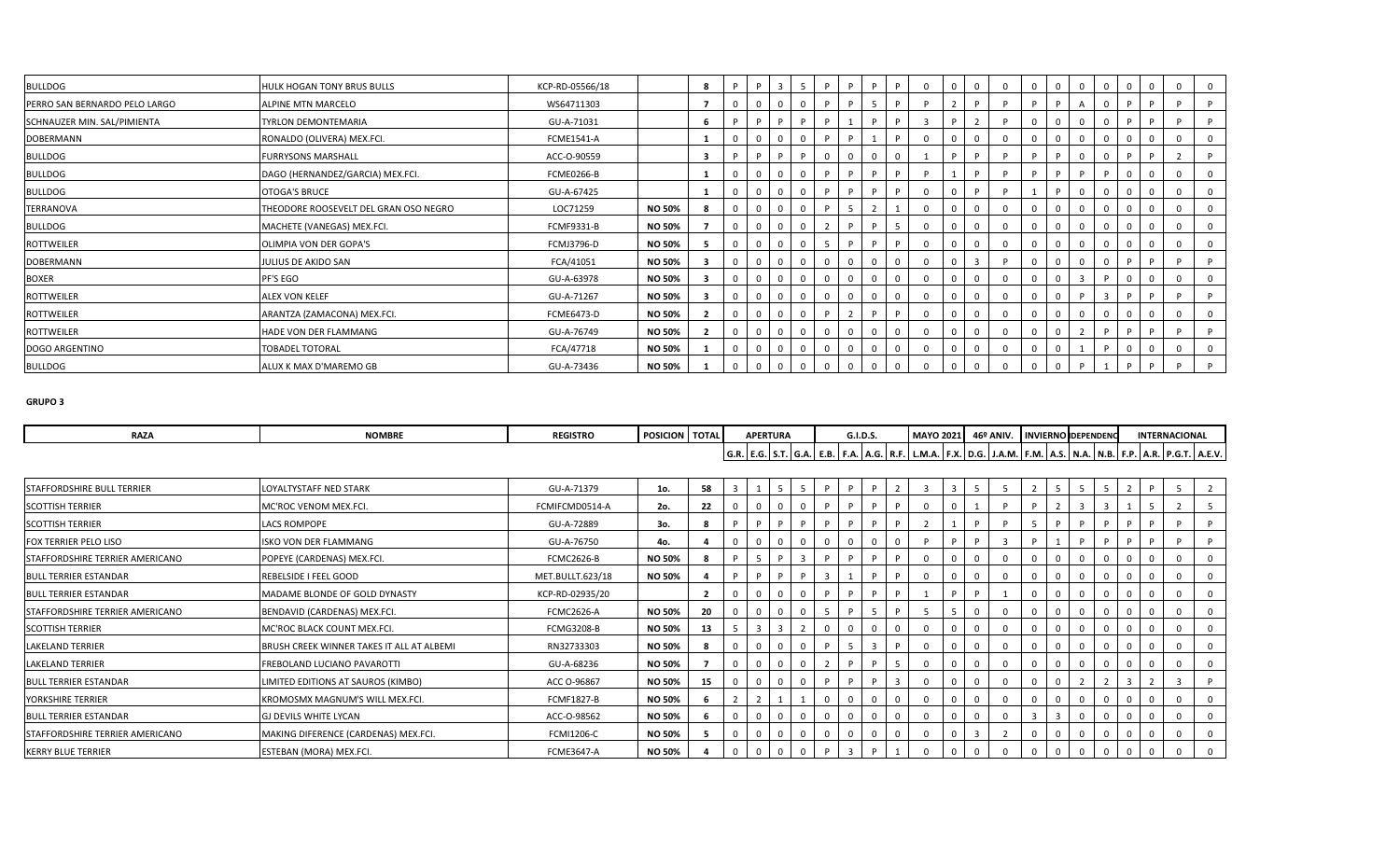| BULLDOG | HULK HOGAN TONY BRUS BULLS | KCP-RD-05566/18 | | 8 | P | P | 3 | 5 | P | P | P | P | 0 | 0 | 0 | 0 | 0 | 0 | 0 | 0 | 0 | 0 | 0 | 0 |
|---|---|---|---|---|---|---|---|---|---|---|---|---|---|---|---|---|---|---|---|---|---|---|---|---|
| PERRO SAN BERNARDO PELO LARGO | ALPINE MTN MARCELO | WS64711303 | | 7 | 0 | 0 | 0 | 0 | P | P | 5 | P | P | 2 | P | P | P | P | A | 0 | P | P | P | P |
| SCHNAUZER MIN. SAL/PIMIENTA | TYRLON DEMONTEMARIA | GU-A-71031 | | 6 | P | P | P | P | P | 1 | P | P | 3 | P | 2 | P | 0 | 0 | 0 | 0 | P | P | P | P |
| DOBERMANN | RONALDO (OLIVERA) MEX.FCI. | FCME1541-A | | 1 | 0 | 0 | 0 | 0 | P | P | 1 | P | 0 | 0 | 0 | 0 | 0 | 0 | 0 | 0 | 0 | 0 | 0 | 0 |
| BULLDOG | FURRYSONS MARSHALL | ACC-O-90559 | | 3 | P | P | P | P | 0 | 0 | 0 | 0 | 1 | P | P | P | P | P | 0 | 0 | P | P | 2 | P |
| BULLDOG | DAGO (HERNANDEZ/GARCIA) MEX.FCI. | FCME0266-B | | 1 | 0 | 0 | 0 | 0 | P | P | P | P | P | 1 | P | P | P | P | P | P | 0 | 0 | 0 | 0 |
| BULLDOG | OTOGA'S BRUCE | GU-A-67425 | | 1 | 0 | 0 | 0 | 0 | P | P | P | P | 0 | 0 | P | P | 1 | P | 0 | 0 | 0 | 0 | 0 | 0 |
| TERRANOVA | THEODORE ROOSEVELT DEL GRAN OSO NEGRO | LOC71259 | NO 50% | 8 | 0 | 0 | 0 | 0 | P | 5 | 2 | 1 | 0 | 0 | 0 | 0 | 0 | 0 | 0 | 0 | 0 | 0 | 0 | 0 |
| BULLDOG | MACHETE (VANEGAS) MEX.FCI. | FCMF9331-B | NO 50% | 7 | 0 | 0 | 0 | 0 | 2 | P | P | 5 | 0 | 0 | 0 | 0 | 0 | 0 | 0 | 0 | 0 | 0 | 0 | 0 |
| ROTTWEILER | OLIMPIA VON DER GOPA'S | FCMJ3796-D | NO 50% | 5 | 0 | 0 | 0 | 0 | 5 | P | P | P | 0 | 0 | 0 | 0 | 0 | 0 | 0 | 0 | 0 | 0 | 0 | 0 |
| DOBERMANN | JULIUS DE AKIDO SAN | FCA/41051 | NO 50% | 3 | 0 | 0 | 0 | 0 | 0 | 0 | 0 | 0 | 0 | 0 | 3 | P | 0 | 0 | 0 | 0 | P | P | P | P |
| BOXER | PF'S EGO | GU-A-63978 | NO 50% | 3 | 0 | 0 | 0 | 0 | 0 | 0 | 0 | 0 | 0 | 0 | 0 | 0 | 0 | 0 | 3 | P | 0 | 0 | 0 | 0 |
| ROTTWEILER | ALEX VON KELEF | GU-A-71267 | NO 50% | 3 | 0 | 0 | 0 | 0 | 0 | 0 | 0 | 0 | 0 | 0 | 0 | 0 | 0 | 0 | P | 3 | P | P | P | P |
| ROTTWEILER | ARANTZA (ZAMACONA) MEX.FCI. | FCME6473-D | NO 50% | 2 | 0 | 0 | 0 | 0 | P | 2 | P | P | 0 | 0 | 0 | 0 | 0 | 0 | 0 | 0 | 0 | 0 | 0 | 0 |
| ROTTWEILER | HADE VON DER FLAMMANG | GU-A-76749 | NO 50% | 2 | 0 | 0 | 0 | 0 | 0 | 0 | 0 | 0 | 0 | 0 | 0 | 0 | 0 | 0 | 2 | P | P | P | P | P |
| DOGO ARGENTINO | TOBADEL TOTORAL | FCA/47718 | NO 50% | 1 | 0 | 0 | 0 | 0 | 0 | 0 | 0 | 0 | 0 | 0 | 0 | 0 | 0 | 0 | 1 | P | 0 | 0 | 0 | 0 |
| BULLDOG | ALUX K MAX D'MAREMO GB | GU-A-73436 | NO 50% | 1 | 0 | 0 | 0 | 0 | 0 | 0 | 0 | 0 | 0 | 0 | 0 | 0 | 0 | 0 | P | 1 | P | P | P | P |

**GRUPO 3**

| RAZA | NOMBRE | REGISTRO | POSICION | TOTAL | APERTURA | | | | G.I.D.S. | | | | MAYO 2021 | 46º ANIV. | | | INVIERNO | DEPENDENCIA | | | INTERNACIONAL | | | |
|---|---|---|---|---|---|---|---|---|---|---|---|---|---|---|---|---|---|---|---|---|---|---|---|---|
| | | | | | G.R. | E.G. | S.T. | G.A. | E.B. | F.A. | A.G. | R.F. | L.M.A. | F.X. | D.G. | J.A.M. | F.M. | A.S. | N.A. | N.B. | F.P. | A.R. | P.G.T. | A.E.V. |
| STAFFORDSHIRE BULL TERRIER | LOYALTYSTAFF NED STARK | GU-A-71379 | 1o. | 58 | 3 | 1 | 5 | 5 | P | P | P | 2 | 3 | 3 | 5 | 5 | 2 | 5 | 5 | 5 | 2 | P | 5 | 2 |
| SCOTTISH TERRIER | MC'ROC VENOM MEX.FCI. | FCMIFCMD0514-A | 2o. | 22 | 0 | 0 | 0 | 0 | P | P | P | P | 0 | 0 | 1 | P | P | 2 | 3 | 3 | 1 | 5 | 2 | 5 |
| SCOTTISH TERRIER | LACS ROMPOPE | GU-A-72889 | 3o. | 8 | P | P | P | P | P | P | P | P | 2 | 1 | P | P | 5 | P | P | P | P | P | P | P |
| FOX TERRIER PELO LISO | ISKO VON DER FLAMMANG | GU-A-76750 | 4o. | 4 | 0 | 0 | 0 | 0 | 0 | 0 | 0 | 0 | P | P | P | 3 | P | 1 | P | P | P | P | P | P |
| STAFFORDSHIRE TERRIER AMERICANO | POPEYE (CARDENAS) MEX.FCI. | FCMC2626-B | NO 50% | 8 | P | 5 | P | 3 | P | P | P | P | 0 | 0 | 0 | 0 | 0 | 0 | 0 | 0 | 0 | 0 | 0 | 0 |
| BULL TERRIER ESTANDAR | REBELSIDE I FEEL GOOD | MET.BULLT.623/18 | NO 50% | 4 | P | P | P | P | 3 | 1 | P | P | 0 | 0 | 0 | 0 | 0 | 0 | 0 | 0 | 0 | 0 | 0 | 0 |
| BULL TERRIER ESTANDAR | MADAME BLONDE OF GOLD DYNASTY | KCP-RD-02935/20 | | 2 | 0 | 0 | 0 | 0 | P | P | P | P | 1 | P | P | 1 | 0 | 0 | 0 | 0 | 0 | 0 | 0 | 0 |
| STAFFORDSHIRE TERRIER AMERICANO | BENDAVID (CARDENAS) MEX.FCI. | FCMC2626-A | NO 50% | 20 | 0 | 0 | 0 | 0 | 5 | P | 5 | P | 5 | 5 | 0 | 0 | 0 | 0 | 0 | 0 | 0 | 0 | 0 | 0 |
| SCOTTISH TERRIER | MC'ROC BLACK COUNT MEX.FCI. | FCMG3208-B | NO 50% | 13 | 5 | 3 | 3 | 2 | 0 | 0 | 0 | 0 | 0 | 0 | 0 | 0 | 0 | 0 | 0 | 0 | 0 | 0 | 0 | 0 |
| LAKELAND TERRIER | BRUSH CREEK WINNER TAKES IT ALL AT ALBEMI | RN32733303 | NO 50% | 8 | 0 | 0 | 0 | 0 | P | 5 | 3 | P | 0 | 0 | 0 | 0 | 0 | 0 | 0 | 0 | 0 | 0 | 0 | 0 |
| LAKELAND TERRIER | FREBOLAND LUCIANO PAVAROTTI | GU-A-68236 | NO 50% | 7 | 0 | 0 | 0 | 0 | 2 | P | P | 5 | 0 | 0 | 0 | 0 | 0 | 0 | 0 | 0 | 0 | 0 | 0 | 0 |
| BULL TERRIER ESTANDAR | LIMITED EDITIONS AT SAUROS (KIMBO) | ACC O-96867 | NO 50% | 15 | 0 | 0 | 0 | 0 | P | P | P | 3 | 0 | 0 | 0 | 0 | 0 | 0 | 2 | 2 | 3 | 2 | 3 | P |
| YORKSHIRE TERRIER | KROMOSMX MAGNUM'S WILL MEX.FCI. | FCMF1827-B | NO 50% | 6 | 2 | 2 | 1 | 1 | 0 | 0 | 0 | 0 | 0 | 0 | 0 | 0 | 0 | 0 | 0 | 0 | 0 | 0 | 0 | 0 |
| BULL TERRIER ESTANDAR | GJ DEVILS WHITE LYCAN | ACC-O-98562 | NO 50% | 6 | 0 | 0 | 0 | 0 | 0 | 0 | 0 | 0 | 0 | 0 | 0 | 0 | 3 | 3 | 0 | 0 | 0 | 0 | 0 | 0 |
| STAFFORDSHIRE TERRIER AMERICANO | MAKING DIFERENCE (CARDENAS) MEX.FCI. | FCMI1206-C | NO 50% | 5 | 0 | 0 | 0 | 0 | 0 | 0 | 0 | 0 | 0 | 0 | 3 | 2 | 0 | 0 | 0 | 0 | 0 | 0 | 0 | 0 |
| KERRY BLUE TERRIER | ESTEBAN (MORA) MEX.FCI. | FCME3647-A | NO 50% | 4 | 0 | 0 | 0 | 0 | P | 3 | P | 1 | 0 | 0 | 0 | 0 | 0 | 0 | 0 | 0 | 0 | 0 | 0 | 0 |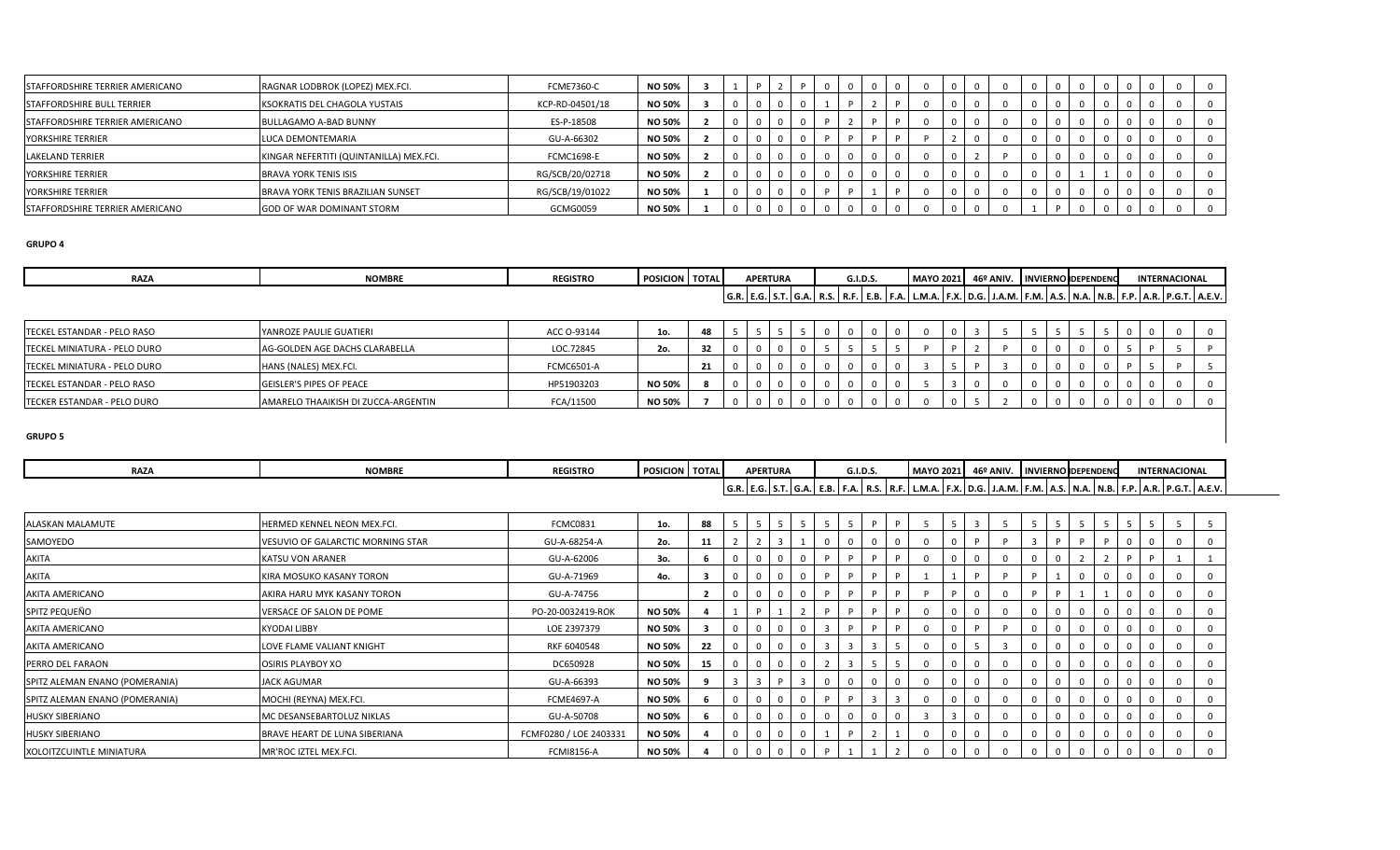| STAFFORDSHIRE TERRIER AMERICANO | RAGNAR LODBROK (LOPEZ) MEX.FCI. | FCME7360-C | NO 50% | 3 | 1 | P | 2 | P | 0 | 0 | 0 | 0 | 0 | 0 | 0 | 0 | 0 | 0 | 0 | 0 | 0 | 0 | 0 | 0 |
|---|---|---|---|---|---|---|---|---|---|---|---|---|---|---|---|---|---|---|---|---|---|---|---|---|
| STAFFORDSHIRE BULL TERRIER | KSOKRATIS DEL CHAGOLA YUSTAIS | KCP-RD-04501/18 | NO 50% | 3 | 0 | 0 | 0 | 0 | 1 | P | 2 | P | 0 | 0 | 0 | 0 | 0 | 0 | 0 | 0 | 0 | 0 | 0 | 0 |
| STAFFORDSHIRE TERRIER AMERICANO | BULLAGAMO A-BAD BUNNY | ES-P-18508 | NO 50% | 2 | 0 | 0 | 0 | 0 | P | 2 | P | P | 0 | 0 | 0 | 0 | 0 | 0 | 0 | 0 | 0 | 0 | 0 | 0 |
| YORKSHIRE TERRIER | LUCA DEMONTEMARIA | GU-A-66302 | NO 50% | 2 | 0 | 0 | 0 | 0 | P | P | P | P | P | 2 | 0 | 0 | 0 | 0 | 0 | 0 | 0 | 0 | 0 | 0 |
| LAKELAND TERRIER | KINGAR NEFERTITI (QUINTANILLA) MEX.FCI. | FCMC1698-E | NO 50% | 2 | 0 | 0 | 0 | 0 | 0 | 0 | 0 | 0 | 0 | 0 | 2 | P | 0 | 0 | 0 | 0 | 0 | 0 | 0 | 0 |
| YORKSHIRE TERRIER | BRAVA YORK TENIS ISIS | RG/SCB/20/02718 | NO 50% | 2 | 0 | 0 | 0 | 0 | 0 | 0 | 0 | 0 | 0 | 0 | 0 | 0 | 0 | 0 | 1 | 1 | 0 | 0 | 0 | 0 |
| YORKSHIRE TERRIER | BRAVA YORK TENIS BRAZILIAN SUNSET | RG/SCB/19/01022 | NO 50% | 1 | 0 | 0 | 0 | 0 | P | P | 1 | P | 0 | 0 | 0 | 0 | 0 | 0 | 0 | 0 | 0 | 0 | 0 | 0 |
| STAFFORDSHIRE TERRIER AMERICANO | GOD OF WAR DOMINANT STORM | GCMG0059 | NO 50% | 1 | 0 | 0 | 0 | 0 | 0 | 0 | 0 | 0 | 0 | 0 | 0 | 0 | 1 | P | 0 | 0 | 0 | 0 | 0 | 0 |

**GRUPO 4**

| RAZA | NOMBRE | REGISTRO | POSICION | TOTAL | APERTURA | | | | G.I.D.S. | | | | MAYO 2021 | | 46º ANIV. | | INVIERNO | | DEPENDENCIA | | INTERNACIONAL | | | |
|---|---|---|---|---|---|---|---|---|---|---|---|---|---|---|---|---|---|---|---|---|---|---|---|---|
| | | | | | G.R. | E.G. | S.T. | G.A. | R.S. | R.F. | E.B. | F.A. | L.M.A. | F.X. | D.G. | J.A.M. | F.M. | A.S. | N.A. | N.B. | F.P. | A.R. | P.G.T. | A.E.V. |
| TECKEL ESTANDAR - PELO RASO | YANROZE PAULIE GUATIERI | ACC O-93144 | 1o. | 48 | 5 | 5 | 5 | 5 | 0 | 0 | 0 | 0 | 0 | 0 | 3 | 5 | 5 | 5 | 5 | 5 | 0 | 0 | 0 | 0 |
| TECKEL MINIATURA - PELO DURO | AG-GOLDEN AGE DACHS CLARABELLA | LOC.72845 | 2o. | 32 | 0 | 0 | 0 | 0 | 5 | 5 | 5 | 5 | P | P | 2 | P | 0 | 0 | 0 | 0 | 5 | P | 5 | P |
| TECKEL MINIATURA - PELO DURO | HANS (NALES) MEX.FCI. | FCMC6501-A | | 21 | 0 | 0 | 0 | 0 | 0 | 0 | 0 | 0 | 3 | 5 | P | 3 | 0 | 0 | 0 | 0 | P | 5 | P | 5 |
| TECKEL ESTANDAR - PELO RASO | GEISLER'S PIPES OF PEACE | HP51903203 | NO 50% | 8 | 0 | 0 | 0 | 0 | 0 | 0 | 0 | 0 | 5 | 3 | 0 | 0 | 0 | 0 | 0 | 0 | 0 | 0 | 0 | 0 |
| TECKER ESTANDAR - PELO DURO | AMARELO THAAIKISH DI ZUCCA-ARGENTIN | FCA/11500 | NO 50% | 7 | 0 | 0 | 0 | 0 | 0 | 0 | 0 | 0 | 0 | 0 | 5 | 2 | 0 | 0 | 0 | 0 | 0 | 0 | 0 | 0 |

**GRUPO 5**

| RAZA | NOMBRE | REGISTRO | POSICION | TOTAL | APERTURA | | | | G.I.D.S. | | | | MAYO 2021 | | 46º ANIV. | | INVIERNO | | DEPENDENCIA | | INTERNACIONAL | | | |
|---|---|---|---|---|---|---|---|---|---|---|---|---|---|---|---|---|---|---|---|---|---|---|---|---|
| | | | | | G.R. | E.G. | S.T. | G.A. | E.B. | F.A. | R.S. | R.F. | L.M.A. | F.X. | D.G. | J.A.M. | F.M. | A.S. | N.A. | N.B. | F.P. | A.R. | P.G.T. | A.E.V. |
| ALASKAN MALAMUTE | HERMED KENNEL NEON MEX.FCI. | FCMC0831 | 1o. | 88 | 5 | 5 | 5 | 5 | 5 | 5 | P | P | 5 | 5 | 3 | 5 | 5 | 5 | 5 | 5 | 5 | 5 | 5 | 5 |
| SAMOYEDO | VESUVIO OF GALARCTIC MORNING STAR | GU-A-68254-A | 2o. | 11 | 2 | 2 | 3 | 1 | 0 | 0 | 0 | 0 | 0 | 0 | P | P | 3 | P | P | P | 0 | 0 | 0 | 0 |
| AKITA | KATSU VON ARANER | GU-A-62006 | 3o. | 6 | 0 | 0 | 0 | 0 | P | P | P | P | 0 | 0 | 0 | 0 | 0 | 0 | 2 | 2 | P | P | 1 | 1 |
| AKITA | KIRA MOSUKO KASANY TORON | GU-A-71969 | 4o. | 3 | 0 | 0 | 0 | 0 | P | P | P | P | 1 | 1 | P | P | P | 1 | 0 | 0 | 0 | 0 | 0 | 0 |
| AKITA AMERICANO | AKIRA HARU MYK KASANY TORON | GU-A-74756 | | 2 | 0 | 0 | 0 | 0 | P | P | P | P | P | P | 0 | 0 | P | P | 1 | 1 | 0 | 0 | 0 | 0 |
| SPITZ PEQUEÑO | VERSACE OF SALON DE POME | PO-20-0032419-ROK | NO 50% | 4 | 1 | P | 1 | 2 | P | P | P | P | 0 | 0 | 0 | 0 | 0 | 0 | 0 | 0 | 0 | 0 | 0 | 0 |
| AKITA AMERICANO | KYODAI LIBBY | LOE 2397379 | NO 50% | 3 | 0 | 0 | 0 | 0 | 3 | P | P | P | 0 | 0 | P | P | 0 | 0 | 0 | 0 | 0 | 0 | 0 | 0 |
| AKITA AMERICANO | LOVE FLAME VALIANT KNIGHT | RKF 6040548 | NO 50% | 22 | 0 | 0 | 0 | 0 | 3 | 3 | 3 | 5 | 0 | 0 | 5 | 3 | 0 | 0 | 0 | 0 | 0 | 0 | 0 | 0 |
| PERRO DEL FARAON | OSIRIS PLAYBOY XO | DC650928 | NO 50% | 15 | 0 | 0 | 0 | 0 | 2 | 3 | 5 | 5 | 0 | 0 | 0 | 0 | 0 | 0 | 0 | 0 | 0 | 0 | 0 | 0 |
| SPITZ ALEMAN ENANO (POMERANIA) | JACK AGUMAR | GU-A-66393 | NO 50% | 9 | 3 | 3 | P | 3 | 0 | 0 | 0 | 0 | 0 | 0 | 0 | 0 | 0 | 0 | 0 | 0 | 0 | 0 | 0 | 0 |
| SPITZ ALEMAN ENANO (POMERANIA) | MOCHI (REYNA) MEX.FCI. | FCME4697-A | NO 50% | 6 | 0 | 0 | 0 | 0 | P | P | 3 | 3 | 0 | 0 | 0 | 0 | 0 | 0 | 0 | 0 | 0 | 0 | 0 | 0 |
| HUSKY SIBERIANO | MC DESANSEBARTOLUZ NIKLAS | GU-A-50708 | NO 50% | 6 | 0 | 0 | 0 | 0 | 0 | 0 | 0 | 0 | 3 | 3 | 0 | 0 | 0 | 0 | 0 | 0 | 0 | 0 | 0 | 0 |
| HUSKY SIBERIANO | BRAVE HEART DE LUNA SIBERIANA | FCMF0280 / LOE 2403331 | NO 50% | 4 | 0 | 0 | 0 | 0 | 1 | P | 2 | 1 | 0 | 0 | 0 | 0 | 0 | 0 | 0 | 0 | 0 | 0 | 0 | 0 |
| XOLOITZCUINTLE MINIATURA | MR'ROC IZTEL MEX.FCI. | FCMI8156-A | NO 50% | 4 | 0 | 0 | 0 | 0 | P | 1 | 1 | 2 | 0 | 0 | 0 | 0 | 0 | 0 | 0 | 0 | 0 | 0 | 0 | 0 |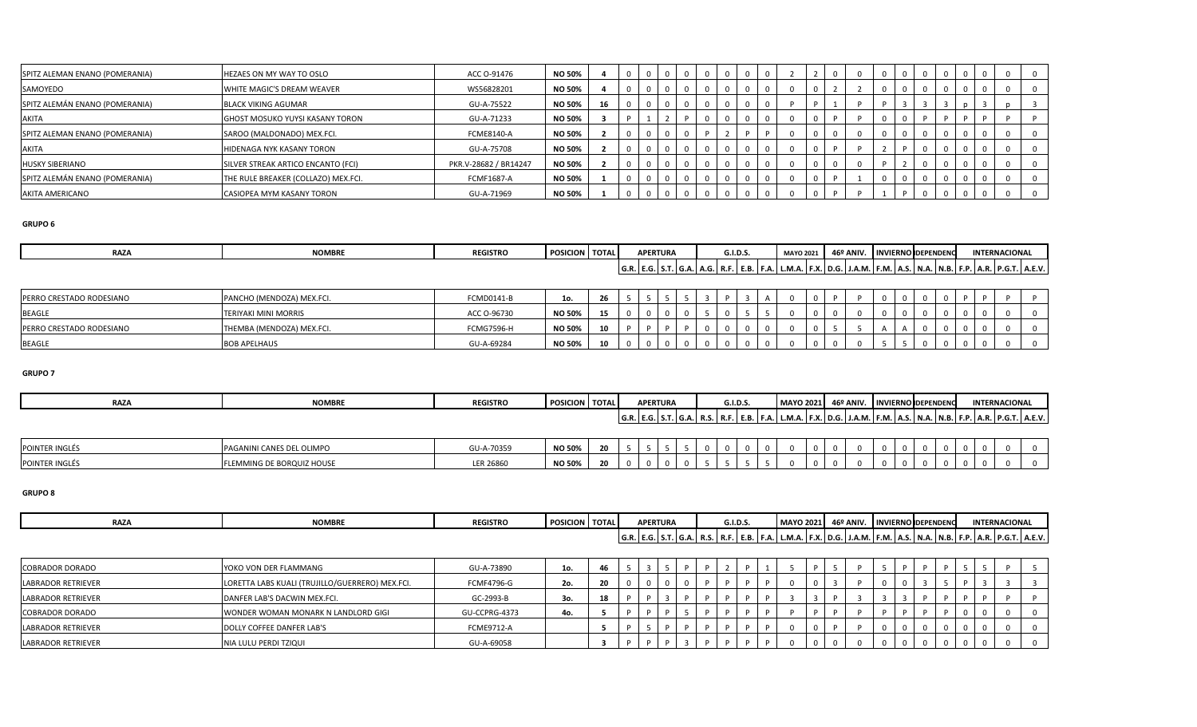| | | | | | | | | | | | | | | | | | | | | | | | | |
|---|---|---|---|---|---|---|---|---|---|---|---|---|---|---|---|---|---|---|---|---|---|---|---|---|
| SPITZ ALEMAN ENANO (POMERANIA) | HEZAES ON MY WAY TO OSLO | ACC O-91476 | NO 50% | 4 | 0 | 0 | 0 | 0 | 0 | 0 | 0 | 0 | 2 | 2 | 0 | 0 | 0 | 0 | 0 | 0 | 0 | 0 | 0 | 0 |
| SAMOYEDO | WHITE MAGIC'S DREAM WEAVER | WS56828201 | NO 50% | 4 | 0 | 0 | 0 | 0 | 0 | 0 | 0 | 0 | 0 | 0 | 2 | 2 | 0 | 0 | 0 | 0 | 0 | 0 | 0 | 0 |
| SPITZ ALEMÁN ENANO (POMERANIA) | BLACK VIKING AGUMAR | GU-A-75522 | NO 50% | 16 | 0 | 0 | 0 | 0 | 0 | 0 | 0 | 0 | P | P | 1 | P | P | 3 | 3 | 3 | p | 3 | p | 3 |
| AKITA | GHOST MOSUKO YUISEI KASANY TORON | GU-A-71233 | NO 50% | 3 | P | 1 | 2 | P | 0 | 0 | 0 | 0 | 0 | 0 | P | P | 0 | 0 | P | P | P | P | P | P |
| SPITZ ALEMAN ENANO (POMERANIA) | SAROO (MALDONADO) MEX.FCI. | FCME8140-A | NO 50% | 2 | 0 | 0 | 0 | 0 | P | 2 | P | P | 0 | 0 | 0 | 0 | 0 | 0 | 0 | 0 | 0 | 0 | 0 | 0 |
| AKITA | HIDENAGA NYK KASANY TORON | GU-A-75708 | NO 50% | 2 | 0 | 0 | 0 | 0 | 0 | 0 | 0 | 0 | 0 | 0 | P | P | 2 | P | 0 | 0 | 0 | 0 | 0 | 0 |
| HUSKY SIBERIANO | SILVER STREAK ARTICO ENCANTO (FCI) | PKR.V-28682 / BR14247 | NO 50% | 2 | 0 | 0 | 0 | 0 | 0 | 0 | 0 | 0 | 0 | 0 | 0 | 0 | P | 2 | 0 | 0 | 0 | 0 | 0 | 0 |
| SPITZ ALEMÁN ENANO (POMERANIA) | THE RULE BREAKER (COLLAZO) MEX.FCI. | FCMF1687-A | NO 50% | 1 | 0 | 0 | 0 | 0 | 0 | 0 | 0 | 0 | 0 | 0 | P | 1 | 0 | 0 | 0 | 0 | 0 | 0 | 0 | 0 |
| AKITA AMERICANO | CASIOPEA MYM KASANY TORON | GU-A-71969 | NO 50% | 1 | 0 | 0 | 0 | 0 | 0 | 0 | 0 | 0 | 0 | 0 | P | P | 1 | P | 0 | 0 | 0 | 0 | 0 | 0 |

**GRUPO 6**

| RAZA | NOMBRE | REGISTRO | POSICION | TOTAL | APERTURA | | | | | G.I.D.S. | | | MAYO 2021 | | 46º ANIV. | | INVIERNO | | DEPENDENC | | INTERNACIONAL | | | |
|---|---|---|---|---|---|---|---|---|---|---|---|---|---|---|---|---|---|---|---|---|---|---|---|---|
| | | | | | G.R. | E.G. | S.T. | G.A. | A.G. | R.F. | E.B. | F.A. | L.M.A. | F.X. | D.G. | J.A.M. | F.M. | A.S. | N.A. | N.B. | F.P. | A.R. | P.G.T. | A.E.V. |
| PERRO CRESTADO RODESIANO | PANCHO (MENDOZA) MEX.FCI. | FCMD0141-B | 1o. | 26 | 5 | 5 | 5 | 5 | 5 | 3 | P | 3 | A | 0 | 0 | P | P | 0 | 0 | 0 | P | P | P | P |
| BEAGLE | TERIYAKI MINI MORRIS | ACC O-96730 | NO 50% | 15 | 0 | 0 | 0 | 0 | 5 | 0 | 5 | 5 | 0 | 0 | 0 | 0 | 0 | 0 | 0 | 0 | 0 | 0 | 0 | 0 |
| PERRO CRESTADO RODESIANO | THEMBA (MENDOZA) MEX.FCI. | FCMG7596-H | NO 50% | 10 | P | P | P | P | 0 | 0 | 0 | 0 | 0 | 0 | 5 | 5 | A | A | 0 | 0 | 0 | 0 | 0 | 0 |
| BEAGLE | BOB APELHAUS | GU-A-69284 | NO 50% | 10 | 0 | 0 | 0 | 0 | 0 | 0 | 0 | 0 | 0 | 0 | 0 | 0 | 5 | 5 | 0 | 0 | 0 | 0 | 0 | 0 |

**GRUPO 7**

| RAZA | NOMBRE | REGISTRO | POSICION | TOTAL | APERTURA | | | | | G.I.D.S. | | | MAYO 2021 | | 46º ANIV. | | INVIERNO | | DEPENDENC | | INTERNACIONAL | | | |
|---|---|---|---|---|---|---|---|---|---|---|---|---|---|---|---|---|---|---|---|---|---|---|---|---|
| | | | | | G.R. | E.G. | S.T. | G.A. | R.S. | R.F. | E.B. | F.A. | L.M.A. | F.X. | D.G. | J.A.M. | F.M. | A.S. | N.A. | N.B. | F.P. | A.R. | P.G.T. | A.E.V. |
| POINTER INGLÉS | PAGANINI CANES DEL OLIMPO | GU-A-70359 | NO 50% | 20 | 5 | 5 | 5 | 5 | 0 | 0 | 0 | 0 | 0 | 0 | 0 | 0 | 0 | 0 | 0 | 0 | 0 | 0 | 0 | 0 |
| POINTER INGLÉS | FLEMMING DE BORQUIZ HOUSE | LER 26860 | NO 50% | 20 | 0 | 0 | 0 | 0 | 5 | 5 | 5 | 5 | 0 | 0 | 0 | 0 | 0 | 0 | 0 | 0 | 0 | 0 | 0 | 0 |

**GRUPO 8**

| RAZA | NOMBRE | REGISTRO | POSICION | TOTAL | APERTURA | | | | | G.I.D.S. | | | MAYO 2021 | | 46º ANIV. | | INVIERNO | | DEPENDENC | | INTERNACIONAL | | | |
|---|---|---|---|---|---|---|---|---|---|---|---|---|---|---|---|---|---|---|---|---|---|---|---|---|
| | | | | | G.R. | E.G. | S.T. | G.A. | R.S. | R.F. | E.B. | F.A. | L.M.A. | F.X. | D.G. | J.A.M. | F.M. | A.S. | N.A. | N.B. | F.P. | A.R. | P.G.T. | A.E.V. |
| COBRADOR DORADO | YOKO VON DER FLAMMANG | GU-A-73890 | 1o. | 46 | 5 | 3 | 5 | P | P | 2 | P | 1 | 5 | P | 5 | P | 5 | P | P | P | 5 | 5 | P | 5 |
| LABRADOR RETRIEVER | LORETTA LABS KUALI (TRUJILLO/GUERRERO) MEX.FCI. | FCMF4796-G | 2o. | 20 | 0 | 0 | 0 | 0 | P | P | P | P | 0 | 0 | 3 | P | 0 | 0 | 3 | 5 | P | 3 | 3 | 3 |
| LABRADOR RETRIEVER | DANFER LAB'S DACWIN MEX.FCI. | GC-2993-B | 3o. | 18 | P | P | 3 | P | P | P | P | P | 3 | 3 | P | 3 | 3 | 3 | P | P | P | P | P | P |
| COBRADOR DORADO | WONDER WOMAN MONARK N LANDLORD GIGI | GU-CCPRG-4373 | 4o. | 5 | P | P | P | 5 | P | P | P | P | P | P | P | P | P | P | P | P | 0 | 0 | 0 | 0 |
| LABRADOR RETRIEVER | DOLLY COFFEE DANFER LAB'S | FCME9712-A | | 5 | P | 5 | P | P | P | P | P | P | 0 | 0 | P | P | 0 | 0 | 0 | 0 | 0 | 0 | 0 | 0 |
| LABRADOR RETRIEVER | NIA LULU PERDI TZIQUI | GU-A-69058 | | 3 | P | P | P | 3 | P | P | P | P | 0 | 0 | 0 | 0 | 0 | 0 | 0 | 0 | 0 | 0 | 0 | 0 |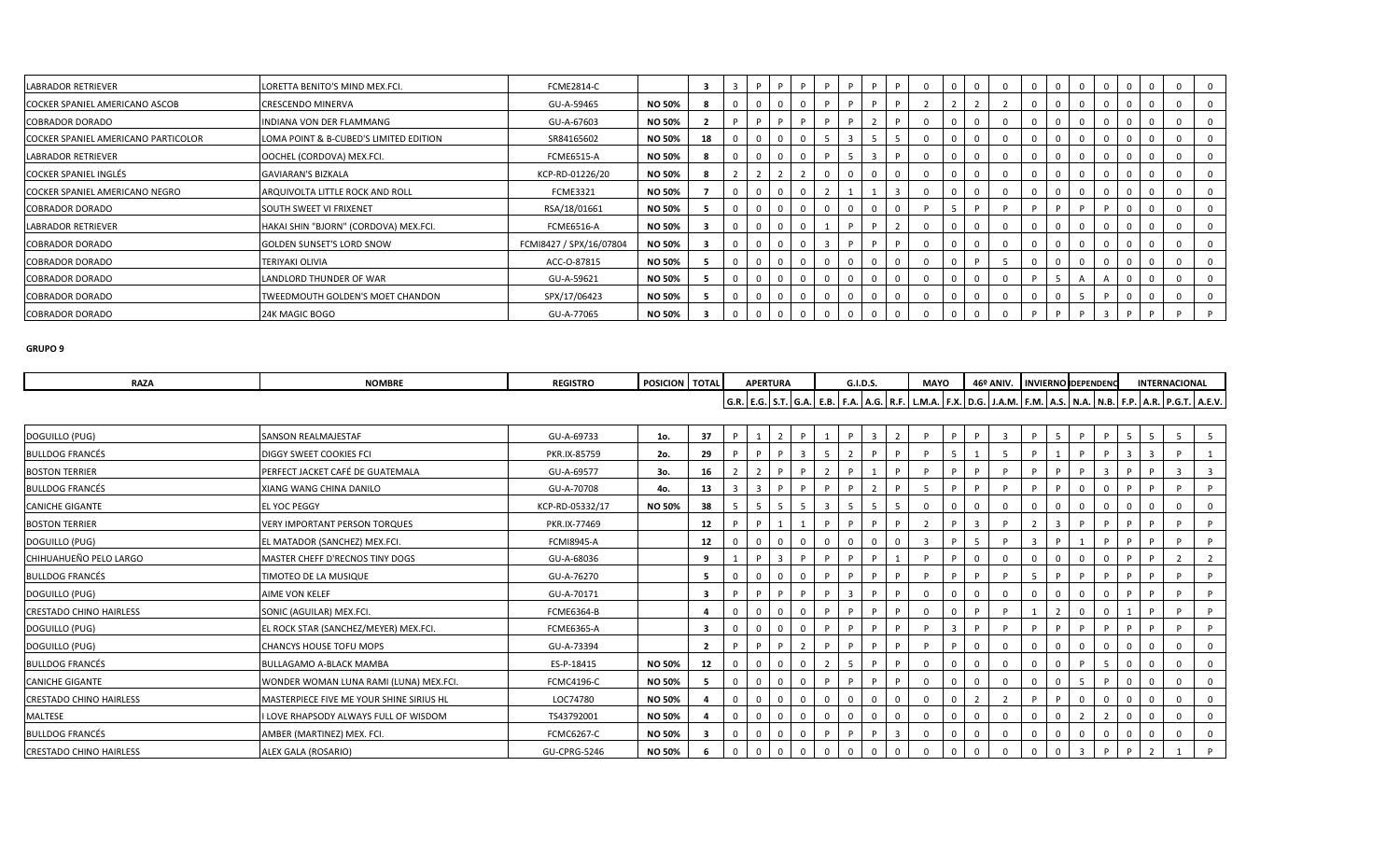| LABRADOR RETRIEVER | LORETTA BENITO'S MIND MEX.FCI. | FCME2814-C | | 3 | 3 | P | P | P | P | P | P | P | 0 | 0 | 0 | 0 | 0 | 0 | 0 | 0 | 0 | 0 | 0 | 0 |
|---|---|---|---|---|---|---|---|---|---|---|---|---|---|---|---|---|---|---|---|---|---|---|---|---|
| COCKER SPANIEL AMERICANO ASCOB | CRESCENDO MINERVA | GU-A-59465 | NO 50% | 8 | 0 | 0 | 0 | 0 | P | P | P | P | 2 | 2 | 2 | 2 | 0 | 0 | 0 | 0 | 0 | 0 | 0 | 0 |
| COBRADOR DORADO | INDIANA VON DER FLAMMANG | GU-A-67603 | NO 50% | 2 | P | P | P | P | P | P | 2 | P | 0 | 0 | 0 | 0 | 0 | 0 | 0 | 0 | 0 | 0 | 0 | 0 |
| COCKER SPANIEL AMERICANO PARTICOLOR | LOMA POINT & B-CUBED'S LIMITED EDITION | SR84165602 | NO 50% | 18 | 0 | 0 | 0 | 0 | 5 | 3 | 5 | 5 | 0 | 0 | 0 | 0 | 0 | 0 | 0 | 0 | 0 | 0 | 0 | 0 |
| LABRADOR RETRIEVER | OOCHEL (CORDOVA) MEX.FCI. | FCME6515-A | NO 50% | 8 | 0 | 0 | 0 | 0 | P | 5 | 3 | P | 0 | 0 | 0 | 0 | 0 | 0 | 0 | 0 | 0 | 0 | 0 | 0 |
| COCKER SPANIEL INGLÉS | GAVIARAN'S BIZKALA | KCP-RD-01226/20 | NO 50% | 8 | 2 | 2 | 2 | 2 | 0 | 0 | 0 | 0 | 0 | 0 | 0 | 0 | 0 | 0 | 0 | 0 | 0 | 0 | 0 | 0 |
| COCKER SPANIEL AMERICANO NEGRO | ARQUIVOLTA LITTLE ROCK AND ROLL | FCME3321 | NO 50% | 7 | 0 | 0 | 0 | 0 | 2 | 1 | 1 | 3 | 0 | 0 | 0 | 0 | 0 | 0 | 0 | 0 | 0 | 0 | 0 | 0 |
| COBRADOR DORADO | SOUTH SWEET VI FRIXENET | RSA/18/01661 | NO 50% | 5 | 0 | 0 | 0 | 0 | 0 | 0 | 0 | 0 | P | 5 | P | P | P | P | P | P | 0 | 0 | 0 | 0 |
| LABRADOR RETRIEVER | HAKAI SHIN "BJORN" (CORDOVA) MEX.FCI. | FCME6516-A | NO 50% | 3 | 0 | 0 | 0 | 0 | 1 | P | P | 2 | 0 | 0 | 0 | 0 | 0 | 0 | 0 | 0 | 0 | 0 | 0 | 0 |
| COBRADOR DORADO | GOLDEN SUNSET'S LORD SNOW | FCMI8427 / SPX/16/07804 | NO 50% | 3 | 0 | 0 | 0 | 0 | 3 | P | P | P | 0 | 0 | 0 | 0 | 0 | 0 | 0 | 0 | 0 | 0 | 0 | 0 |
| COBRADOR DORADO | TERIYAKI OLIVIA | ACC-O-87815 | NO 50% | 5 | 0 | 0 | 0 | 0 | 0 | 0 | 0 | 0 | 0 | 0 | P | 5 | 0 | 0 | 0 | 0 | 0 | 0 | 0 | 0 |
| COBRADOR DORADO | LANDLORD THUNDER OF WAR | GU-A-59621 | NO 50% | 5 | 0 | 0 | 0 | 0 | 0 | 0 | 0 | 0 | 0 | 0 | 0 | 0 | P | 5 | A | A | 0 | 0 | 0 | 0 |
| COBRADOR DORADO | TWEEDMOUTH GOLDEN'S MOET CHANDON | SPX/17/06423 | NO 50% | 5 | 0 | 0 | 0 | 0 | 0 | 0 | 0 | 0 | 0 | 0 | 0 | 0 | 0 | 0 | 5 | P | 0 | 0 | 0 | 0 |
| COBRADOR DORADO | 24K MAGIC BOGO | GU-A-77065 | NO 50% | 3 | 0 | 0 | 0 | 0 | 0 | 0 | 0 | 0 | 0 | 0 | 0 | 0 | P | P | P | 3 | P | P | P | P |

**GRUPO 9**

| RAZA | NOMBRE | REGISTRO | POSICION | TOTAL | APERTURA | | | | G.I.D.S. | | | | MAYO | 46º ANIV. | | | INVIERNO | DEPENDENCIA | | | INTERNACIONAL | | | |
|---|---|---|---|---|---|---|---|---|---|---|---|---|---|---|---|---|---|---|---|---|---|---|---|---|
| | | | | | G.R. | E.G. | S.T. | G.A. | E.B. | F.A. | A.G. | R.F. | L.M.A. | F.X. | D.G. | J.A.M. | F.M. | A.S. | N.A. | N.B. | F.P. | A.R. | P.G.T. | A.E.V. |
| DOGUILLO (PUG) | SANSON REALMAJESTAF | GU-A-69733 | 1o. | 37 | P | 1 | 2 | P | 1 | P | 3 | 2 | P | P | P | 3 | P | 5 | P | P | 5 | 5 | 5 | 5 |
| BULLDOG FRANCÉS | DIGGY SWEET COOKIES FCI | PKR.IX-85759 | 2o. | 29 | P | P | P | 3 | 5 | 2 | P | P | P | 5 | 1 | 5 | P | 1 | P | P | 3 | 3 | P | 1 |
| BOSTON TERRIER | PERFECT JACKET CAFÉ DE GUATEMALA | GU-A-69577 | 3o. | 16 | 2 | 2 | P | P | 2 | P | 1 | P | P | P | P | P | P | P | P | 3 | P | P | 3 | 3 |
| BULLDOG FRANCÉS | XIANG WANG CHINA DANILO | GU-A-70708 | 4o. | 13 | 3 | 3 | P | P | P | P | 2 | P | 5 | P | P | P | P | P | 0 | 0 | P | P | P | P |
| CANICHE GIGANTE | EL YOC PEGGY | KCP-RD-05332/17 | NO 50% | 38 | 5 | 5 | 5 | 5 | 3 | 5 | 5 | 5 | 0 | 0 | 0 | 0 | 0 | 0 | 0 | 0 | 0 | 0 | 0 | 0 |
| BOSTON TERRIER | VERY IMPORTANT PERSON TORQUES | PKR.IX-77469 | | 12 | P | P | 1 | 1 | P | P | P | P | 2 | P | 3 | P | 2 | 3 | P | P | P | P | P | P |
| DOGUILLO (PUG) | EL MATADOR (SANCHEZ) MEX.FCI. | FCMI8945-A | | 12 | 0 | 0 | 0 | 0 | 0 | 0 | 0 | 0 | 3 | P | 5 | P | 3 | P | 1 | P | P | P | P | P |
| CHIHUAHUEÑO PELO LARGO | MASTER CHEFF D'RECNOS TINY DOGS | GU-A-68036 | | 9 | 1 | P | 3 | P | P | P | P | 1 | P | P | 0 | 0 | 0 | 0 | 0 | 0 | P | P | 2 | 2 |
| BULLDOG FRANCÉS | TIMOTEO DE LA MUSIQUE | GU-A-76270 | | 5 | 0 | 0 | 0 | 0 | P | P | P | P | P | P | P | P | 5 | P | P | P | P | P | P | P |
| DOGUILLO (PUG) | AIME VON KELEF | GU-A-70171 | | 3 | P | P | P | P | P | 3 | P | P | 0 | 0 | 0 | 0 | 0 | 0 | 0 | 0 | P | P | P | P |
| CRESTADO CHINO HAIRLESS | SONIC (AGUILAR) MEX.FCI. | FCME6364-B | | 4 | 0 | 0 | 0 | 0 | P | P | P | P | 0 | 0 | P | P | 1 | 2 | 0 | 0 | 1 | P | P | P |
| DOGUILLO (PUG) | EL ROCK STAR (SANCHEZ/MEYER) MEX.FCI. | FCME6365-A | | 3 | 0 | 0 | 0 | 0 | P | P | P | P | P | 3 | P | P | P | P | P | P | P | P | P | P |
| DOGUILLO (PUG) | CHANCYS HOUSE TOFU MOPS | GU-A-73394 | | 2 | P | P | P | 2 | P | P | P | P | P | P | 0 | 0 | 0 | 0 | 0 | 0 | 0 | 0 | 0 | 0 |
| BULLDOG FRANCÉS | BULLAGAMO A-BLACK MAMBA | ES-P-18415 | NO 50% | 12 | 0 | 0 | 0 | 0 | 2 | 5 | P | P | 0 | 0 | 0 | 0 | 0 | 0 | P | 5 | 0 | 0 | 0 | 0 |
| CANICHE GIGANTE | WONDER WOMAN LUNA RAMI (LUNA) MEX.FCI. | FCMC4196-C | NO 50% | 5 | 0 | 0 | 0 | 0 | P | P | P | P | 0 | 0 | 0 | 0 | 0 | 0 | 5 | P | 0 | 0 | 0 | 0 |
| CRESTADO CHINO HAIRLESS | MASTERPIECE FIVE ME YOUR SHINE SIRIUS HL | LOC74780 | NO 50% | 4 | 0 | 0 | 0 | 0 | 0 | 0 | 0 | 0 | 0 | 0 | 2 | 2 | P | P | 0 | 0 | 0 | 0 | 0 | 0 |
| MALTESE | I LOVE RHAPSODY ALWAYS FULL OF WISDOM | TS43792001 | NO 50% | 4 | 0 | 0 | 0 | 0 | 0 | 0 | 0 | 0 | 0 | 0 | 0 | 0 | 0 | 0 | 2 | 2 | 0 | 0 | 0 | 0 |
| BULLDOG FRANCÉS | AMBER (MARTINEZ) MEX. FCI. | FCMC6267-C | NO 50% | 3 | 0 | 0 | 0 | 0 | P | P | P | 3 | 0 | 0 | 0 | 0 | 0 | 0 | 0 | 0 | 0 | 0 | 0 | 0 |
| CRESTADO CHINO HAIRLESS | ALEX GALA (ROSARIO) | GU-CPRG-5246 | NO 50% | 6 | 0 | 0 | 0 | 0 | 0 | 0 | 0 | 0 | 0 | 0 | 0 | 0 | 0 | 0 | 3 | P | P | 2 | 1 | P |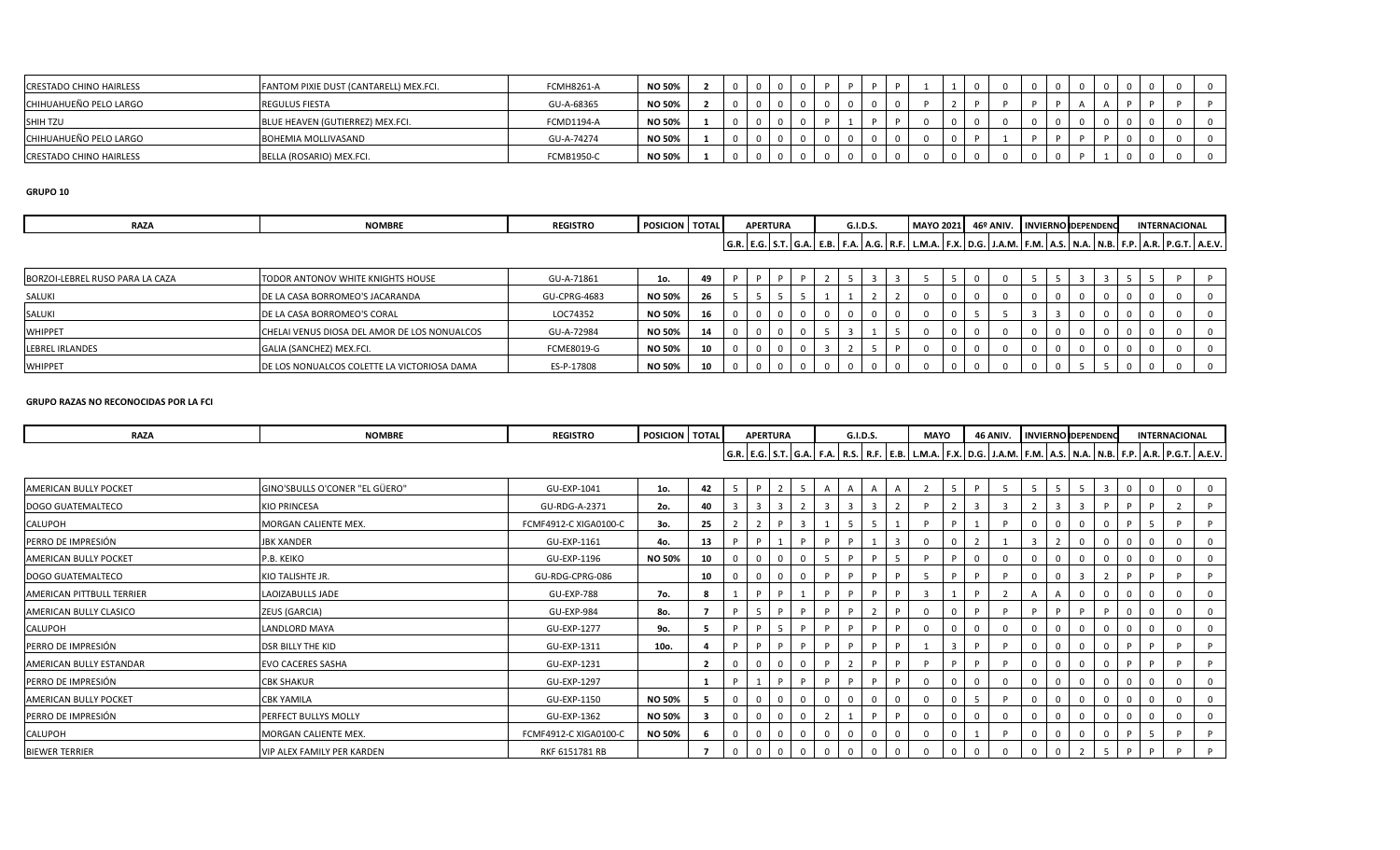| | | | | | | | | | | | | | | | | | | | | | | | | | | | |
|---|---|---|---|---|---|---|---|---|---|---|---|---|---|---|---|---|---|---|---|---|---|---|---|---|---|---|---|
| CRESTADO CHINO HAIRLESS | FANTOM PIXIE DUST (CANTARELL) MEX.FCI. | FCMH8261-A | NO 50% | 2 | 0 | 0 | 0 | 0 | P | P | P | P | 1 | 1 | 0 | 0 | 0 | 0 | 0 | 0 | 0 | 0 | 0 | 0 |
| CHIHUAHUEÑO PELO LARGO | REGULUS FIESTA | GU-A-68365 | NO 50% | 2 | 0 | 0 | 0 | 0 | 0 | 0 | 0 | 0 | P | 2 | P | P | P | P | A | A | P | P | P | P |
| SHIH TZU | BLUE HEAVEN (GUTIERREZ) MEX.FCI. | FCMD1194-A | NO 50% | 1 | 0 | 0 | 0 | 0 | P | 1 | P | P | 0 | 0 | 0 | 0 | 0 | 0 | 0 | 0 | 0 | 0 | 0 | 0 |
| CHIHUAHUEÑO PELO LARGO | BOHEMIA MOLLIVASAND | GU-A-74274 | NO 50% | 1 | 0 | 0 | 0 | 0 | 0 | 0 | 0 | 0 | 0 | 0 | P | 1 | P | P | P | P | 0 | 0 | 0 | 0 |
| CRESTADO CHINO HAIRLESS | BELLA (ROSARIO) MEX.FCI. | FCMB1950-C | NO 50% | 1 | 0 | 0 | 0 | 0 | 0 | 0 | 0 | 0 | 0 | 0 | 0 | 0 | 0 | 0 | P | 1 | 0 | 0 | 0 | 0 |

**GRUPO 10**

| RAZA | NOMBRE | REGISTRO | POSICION | TOTAL | APERTURA | | | | G.I.D.S. | | | | MAYO 2021 | | 46º ANIV. | | INVIERNO | | DEPENDENC | | INTERNACIONAL | | | |
|---|---|---|---|---|---|---|---|---|---|---|---|---|---|---|---|---|---|---|---|---|---|---|---|---|
| | | | | | G.R. | E.G. | S.T. | G.A. | E.B. | F.A. | A.G. | R.F. | L.M.A. | F.X. | D.G. | J.A.M. | F.M. | A.S. | N.A. | N.B. | F.P. | A.R. | P.G.T. | A.E.V. |
| BORZOI-LEBREL RUSO PARA LA CAZA | TODOR ANTONOV WHITE KNIGHTS HOUSE | GU-A-71861 | 1o. | 49 | P | P | P | P | 2 | 5 | 3 | 3 | 5 | 5 | 0 | 0 | 5 | 5 | 3 | 3 | 5 | 5 | P | P |
| SALUKI | DE LA CASA BORROMEO'S JACARANDA | GU-CPRG-4683 | NO 50% | 26 | 5 | 5 | 5 | 5 | 1 | 1 | 2 | 2 | 0 | 0 | 0 | 0 | 0 | 0 | 0 | 0 | 0 | 0 | 0 | 0 |
| SALUKI | DE LA CASA BORROMEO'S CORAL | LOC74352 | NO 50% | 16 | 0 | 0 | 0 | 0 | 0 | 0 | 0 | 0 | 0 | 0 | 5 | 5 | 3 | 3 | 0 | 0 | 0 | 0 | 0 | 0 |
| WHIPPET | CHELAI VENUS DIOSA DEL AMOR DE LOS NONUALCOS | GU-A-72984 | NO 50% | 14 | 0 | 0 | 0 | 0 | 5 | 3 | 1 | 5 | 0 | 0 | 0 | 0 | 0 | 0 | 0 | 0 | 0 | 0 | 0 | 0 |
| LEBREL IRLANDES | GALIA (SANCHEZ) MEX.FCI. | FCME8019-G | NO 50% | 10 | 0 | 0 | 0 | 0 | 3 | 2 | 5 | P | 0 | 0 | 0 | 0 | 0 | 0 | 0 | 0 | 0 | 0 | 0 | 0 |
| WHIPPET | DE LOS NONUALCOS COLETTE LA VICTORIOSA DAMA | ES-P-17808 | NO 50% | 10 | 0 | 0 | 0 | 0 | 0 | 0 | 0 | 0 | 0 | 0 | 0 | 0 | 0 | 0 | 5 | 5 | 0 | 0 | 0 | 0 |

**GRUPO RAZAS NO RECONOCIDAS POR LA FCI**

| RAZA | NOMBRE | REGISTRO | POSICION | TOTAL | APERTURA | | | | G.I.D.S. | | | | MAYO | | 46 ANIV. | | INVIERNO | | DEPENDENC | | INTERNACIONAL | | | |
|---|---|---|---|---|---|---|---|---|---|---|---|---|---|---|---|---|---|---|---|---|---|---|---|---|
| | | | | | G.R. | E.G. | S.T. | G.A. | F.A. | R.S. | R.F. | E.B. | L.M.A. | F.X. | D.G. | J.A.M. | F.M. | A.S. | N.A. | N.B. | F.P. | A.R. | P.G.T. | A.E.V. |
| AMERICAN BULLY POCKET | GINO'SBULLS O'CONER "EL GÜERO" | GU-EXP-1041 | 1o. | 42 | 5 | P | 2 | 5 | A | A | A | A | 2 | 5 | P | 5 | 5 | 5 | 5 | 3 | 0 | 0 | 0 | 0 |
| DOGO GUATEMALTECO | KIO PRINCESA | GU-RDG-A-2371 | 2o. | 40 | 3 | 3 | 3 | 2 | 3 | 3 | 3 | 2 | P | 2 | 3 | 3 | 2 | 3 | 3 | P | P | P | 2 | P |
| CALUPOH | MORGAN CALIENTE MEX. | FCMF4912-C XIGA0100-C | 3o. | 25 | 2 | 2 | P | 3 | 1 | 5 | 5 | 1 | P | P | 1 | P | 0 | 0 | 0 | 0 | P | 5 | P | P |
| PERRO DE IMPRESIÓN | JBK XANDER | GU-EXP-1161 | 4o. | 13 | P | P | 1 | P | P | P | 1 | 3 | 0 | 0 | 2 | 1 | 3 | 2 | 0 | 0 | 0 | 0 | 0 | 0 |
| AMERICAN BULLY POCKET | P.B. KEIKO | GU-EXP-1196 | NO 50% | 10 | 0 | 0 | 0 | 0 | 5 | P | P | 5 | P | P | 0 | 0 | 0 | 0 | 0 | 0 | 0 | 0 | 0 | 0 |
| DOGO GUATEMALTECO | KIO TALISHTE JR. | GU-RDG-CPRG-086 | | 10 | 0 | 0 | 0 | 0 | P | P | P | P | 5 | P | P | P | 0 | 0 | 3 | 2 | P | P | P | P |
| AMERICAN PITTBULL TERRIER | LAOIZABULLS JADE | GU-EXP-788 | 7o. | 8 | 1 | P | P | 1 | P | P | P | P | 3 | 1 | P | 2 | A | A | 0 | 0 | 0 | 0 | 0 | 0 |
| AMERICAN BULLY CLASICO | ZEUS (GARCIA) | GU-EXP-984 | 8o. | 7 | P | 5 | P | P | P | P | 2 | P | 0 | 0 | P | P | P | P | P | P | 0 | 0 | 0 | 0 |
| CALUPOH | LANDLORD MAYA | GU-EXP-1277 | 9o. | 5 | P | P | 5 | P | P | P | P | P | 0 | 0 | 0 | 0 | 0 | 0 | 0 | 0 | 0 | 0 | 0 | 0 |
| PERRO DE IMPRESIÓN | DSR BILLY THE KID | GU-EXP-1311 | 10o. | 4 | P | P | P | P | P | P | P | P | 1 | 3 | P | P | 0 | 0 | 0 | 0 | P | P | P | P |
| AMERICAN BULLY ESTANDAR | EVO CACERES SASHA | GU-EXP-1231 | | 2 | 0 | 0 | 0 | 0 | P | 2 | P | P | P | P | P | P | 0 | 0 | 0 | 0 | P | P | P | P |
| PERRO DE IMPRESIÓN | CBK SHAKUR | GU-EXP-1297 | | 1 | P | 1 | P | P | P | P | P | P | 0 | 0 | 0 | 0 | 0 | 0 | 0 | 0 | 0 | 0 | 0 | 0 |
| AMERICAN BULLY POCKET | CBK YAMILA | GU-EXP-1150 | NO 50% | 5 | 0 | 0 | 0 | 0 | 0 | 0 | 0 | 0 | 0 | 0 | 5 | P | 0 | 0 | 0 | 0 | 0 | 0 | 0 | 0 |
| PERRO DE IMPRESIÓN | PERFECT BULLYS MOLLY | GU-EXP-1362 | NO 50% | 3 | 0 | 0 | 0 | 0 | 2 | 1 | P | P | 0 | 0 | 0 | 0 | 0 | 0 | 0 | 0 | 0 | 0 | 0 | 0 |
| CALUPOH | MORGAN CALIENTE MEX. | FCMF4912-C XIGA0100-C | NO 50% | 6 | 0 | 0 | 0 | 0 | 0 | 0 | 0 | 0 | 0 | 0 | 1 | P | 0 | 0 | 0 | 0 | P | 5 | P | P |
| BIEWER TERRIER | VIP ALEX FAMILY PER KARDEN | RKF 6151781 RB | | 7 | 0 | 0 | 0 | 0 | 0 | 0 | 0 | 0 | 0 | 0 | 0 | 0 | 0 | 0 | 2 | 5 | P | P | P | P |